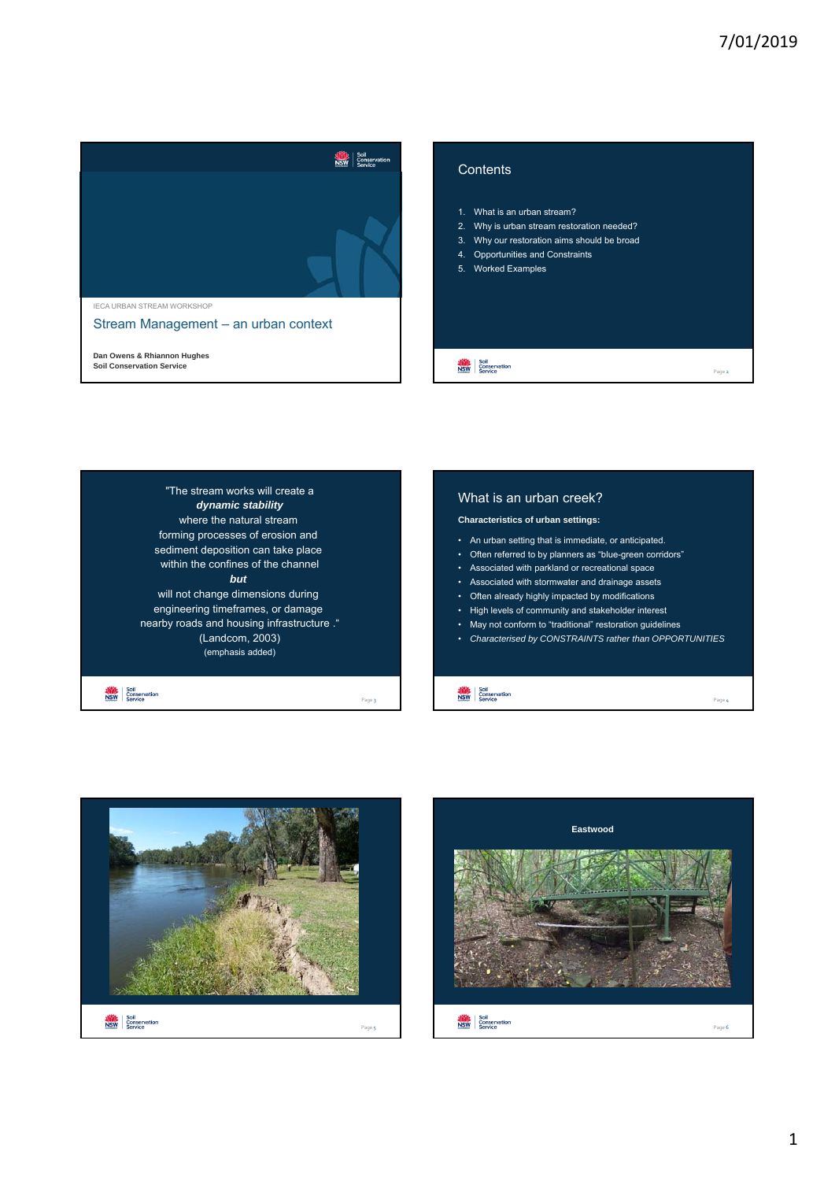IECA URBAN STREAM WORKSHOP

# Stream Management – an urban context

**Dan Owens & Rhiannon Hughes**
**Soil Conservation Service**

## Contents

1. What is an urban stream?
2. Why is urban stream restoration needed?
3. Why our restoration aims should be broad
4. Opportunities and Constraints
5. Worked Examples

"The stream works will create a
***dynamic stability***
where the natural stream
forming processes of erosion and
sediment deposition can take place
within the confines of the channel
***but***
will not change dimensions during
engineering timeframes, or damage
nearby roads and housing infrastructure ."
(Landcom, 2003)
(emphasis added)

## What is an urban creek?

**Characteristics of urban settings:**

- An urban setting that is immediate, or anticipated.
- Often referred to by planners as "blue-green corridors"
- Associated with parkland or recreational space
- Associated with stormwater and drainage assets
- Often already highly impacted by modifications
- High levels of community and stakeholder interest
- May not conform to "traditional" restoration guidelines
- *Characterised by CONSTRAINTS rather than OPPORTUNITIES*

**Eastwood**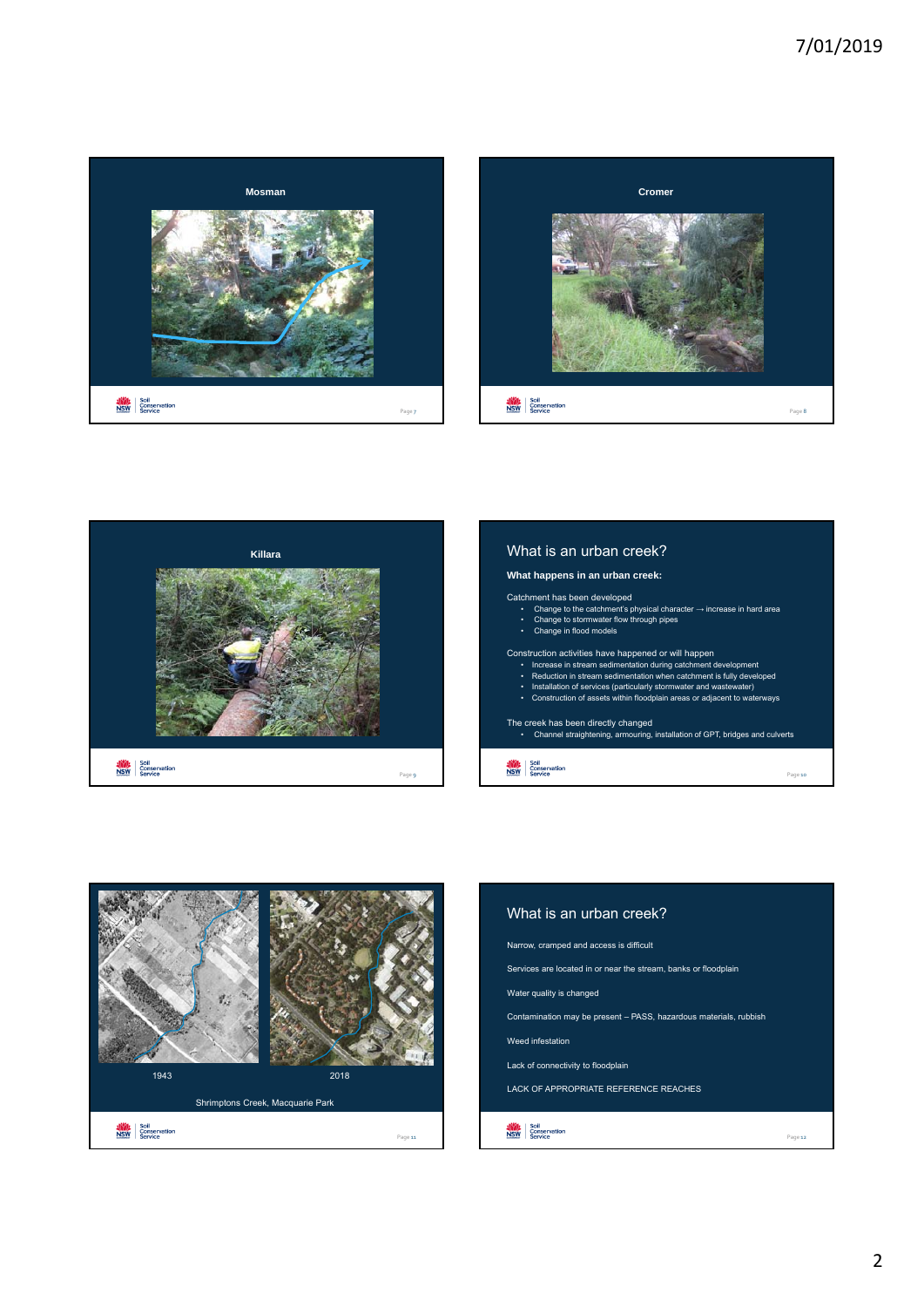## Mosman

## Cromer

## Killara

## What is an urban creek?

**What happens in an urban creek:**

Catchment has been developed

- Change to the catchment's physical character → increase in hard area
- Change to stormwater flow through pipes
- Change in flood models

Construction activities have happened or will happen

- Increase in stream sedimentation during catchment development
- Reduction in stream sedimentation when catchment is fully developed
- Installation of services (particularly stormwater and wastewater)
- Construction of assets within floodplain areas or adjacent to waterways

The creek has been directly changed

- Channel straightening, armouring, installation of GPT, bridges and culverts

1943

2018

Shrimptons Creek, Macquarie Park

## What is an urban creek?

Narrow, cramped and access is difficult

Services are located in or near the stream, banks or floodplain

Water quality is changed

Contamination may be present – PASS, hazardous materials, rubbish

Weed infestation

Lack of connectivity to floodplain

LACK OF APPROPRIATE REFERENCE REACHES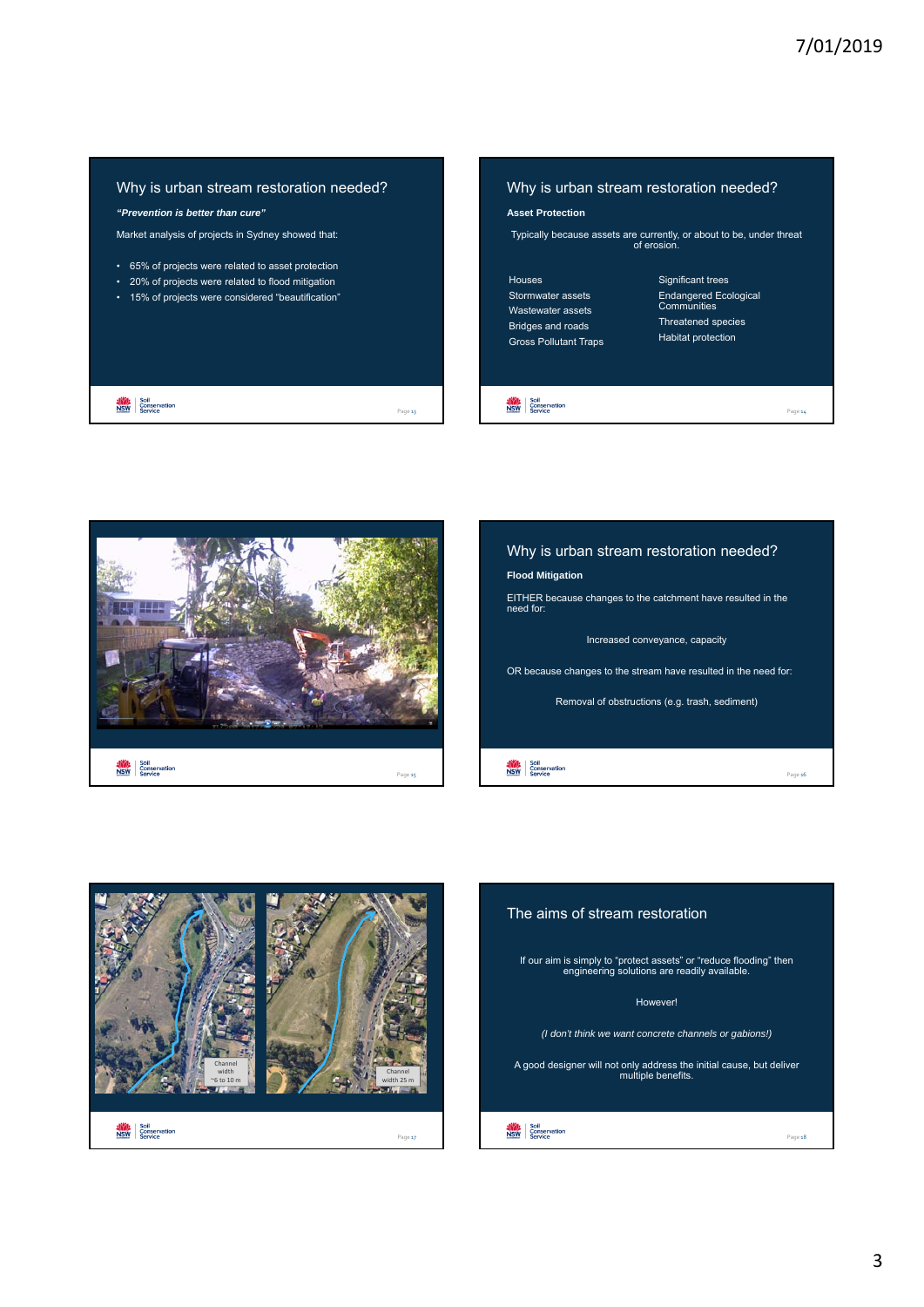## Why is urban stream restoration needed?

***"Prevention is better than cure"***

Market analysis of projects in Sydney showed that:

- 65% of projects were related to asset protection
- 20% of projects were related to flood mitigation
- 15% of projects were considered "beautification"

## Why is urban stream restoration needed?

**Asset Protection**

Typically because assets are currently, or about to be, under threat of erosion.

Houses
Stormwater assets
Wastewater assets
Bridges and roads
Gross Pollutant Traps

Significant trees
Endangered Ecological Communities
Threatened species
Habitat protection

## Why is urban stream restoration needed?

**Flood Mitigation**

EITHER because changes to the catchment have resulted in the need for:

Increased conveyance, capacity

OR because changes to the stream have resulted in the need for:

Removal of obstructions (e.g. trash, sediment)

Channel width ~6 to 10 m

Channel width 25 m

## The aims of stream restoration

If our aim is simply to "protect assets" or "reduce flooding" then engineering solutions are readily available.

However!

*(I don't think we want concrete channels or gabions!)*

A good designer will not only address the initial cause, but deliver multiple benefits.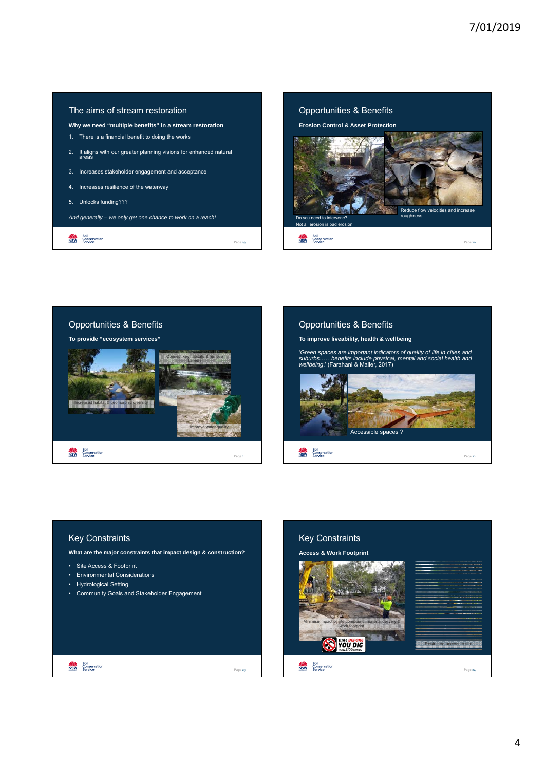## The aims of stream restoration

**Why we need "multiple benefits" in a stream restoration**

1. There is a financial benefit to doing the works
2. It aligns with our greater planning visions for enhanced natural areas
3. Increases stakeholder engagement and acceptance
4. Increases resilience of the waterway
5. Unlocks funding???

*And generally – we only get one chance to work on a reach!*

## Opportunities & Benefits

**Erosion Control & Asset Protection**

Do you need to intervene?
Not all erosion is bad erosion

Reduce flow velocities and increase roughness

## Opportunities & Benefits

**To provide "ecosystem services"**

Increased habitat & geomorphic diversity

Connect key habitats & remove barriers

Improve water quality

## Opportunities & Benefits

**To improve liveability, health & wellbeing**

*'Green spaces are important indicators of quality of life in cities and suburbs……benefits include physical, mental and social health and wellbeing.'* (Farahani & Maller, 2017)

Accessible spaces ?

## Key Constraints

**What are the major constraints that impact design & construction?**

- Site Access & Footprint
- Environmental Considerations
- Hydrological Setting
- Community Goals and Stakeholder Engagement

## Key Constraints

**Access & Work Footprint**

Minimise impact of site compound, material delivery & work footprint

Restricted access to site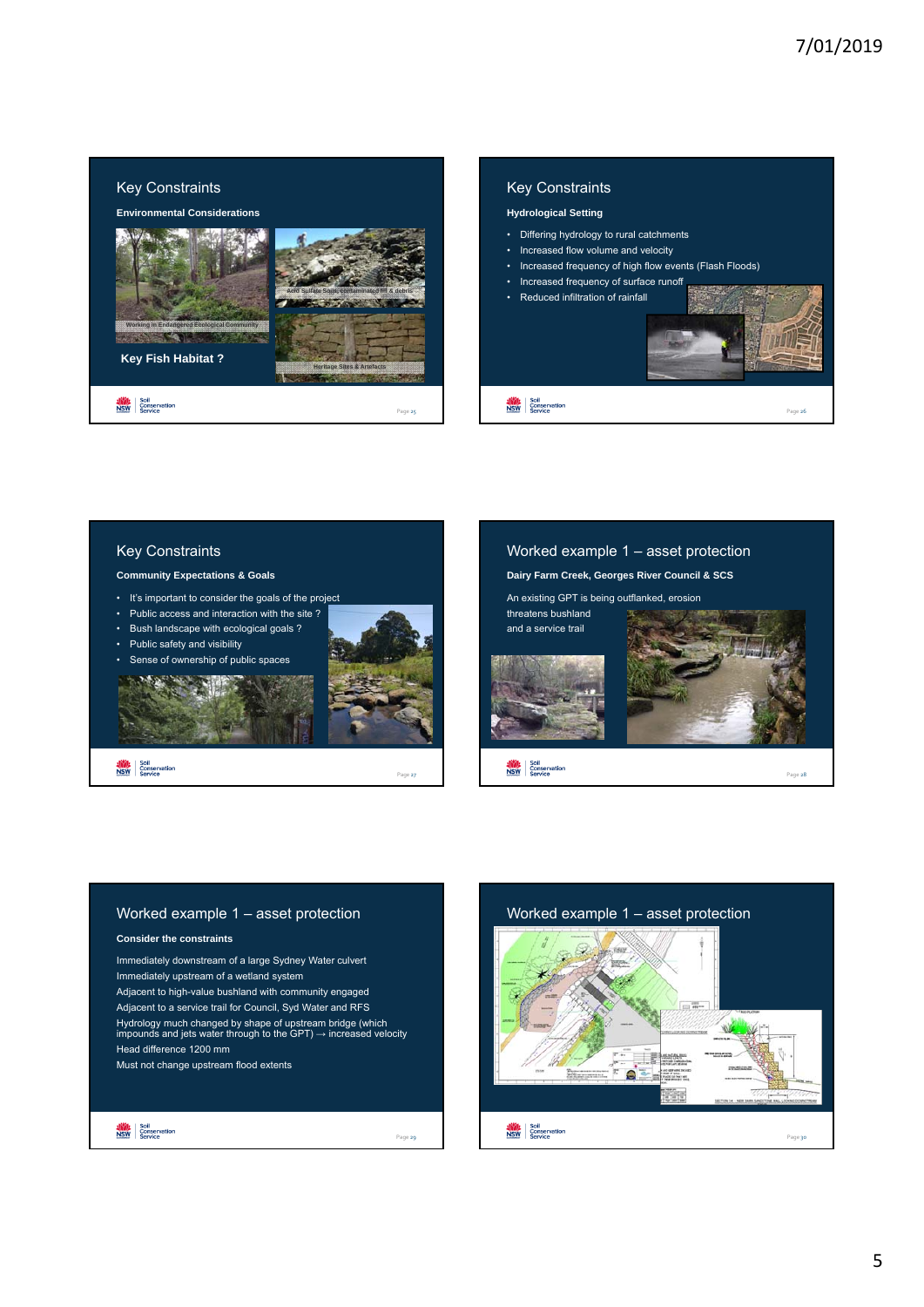## Key Constraints

**Environmental Considerations**

Working in Endangered Ecological Community

Acid Sulfate Soils, contaminated fill & debris

Heritage Sites & Artefacts

**Key Fish Habitat ?**

## Key Constraints

**Hydrological Setting**

- Differing hydrology to rural catchments
- Increased flow volume and velocity
- Increased frequency of high flow events (Flash Floods)
- Increased frequency of surface runoff
- Reduced infiltration of rainfall

## Key Constraints

**Community Expectations & Goals**

- It's important to consider the goals of the project
- Public access and interaction with the site ?
- Bush landscape with ecological goals ?
- Public safety and visibility
- Sense of ownership of public spaces

## Worked example 1 – asset protection

**Dairy Farm Creek, Georges River Council & SCS**

An existing GPT is being outflanked, erosion threatens bushland and a service trail

## Worked example 1 – asset protection

**Consider the constraints**

Immediately downstream of a large Sydney Water culvert

Immediately upstream of a wetland system

Adjacent to high-value bushland with community engaged

Adjacent to a service trail for Council, Syd Water and RFS

Hydrology much changed by shape of upstream bridge (which impounds and jets water through to the GPT) → increased velocity

Head difference 1200 mm

Must not change upstream flood extents

## Worked example 1 – asset protection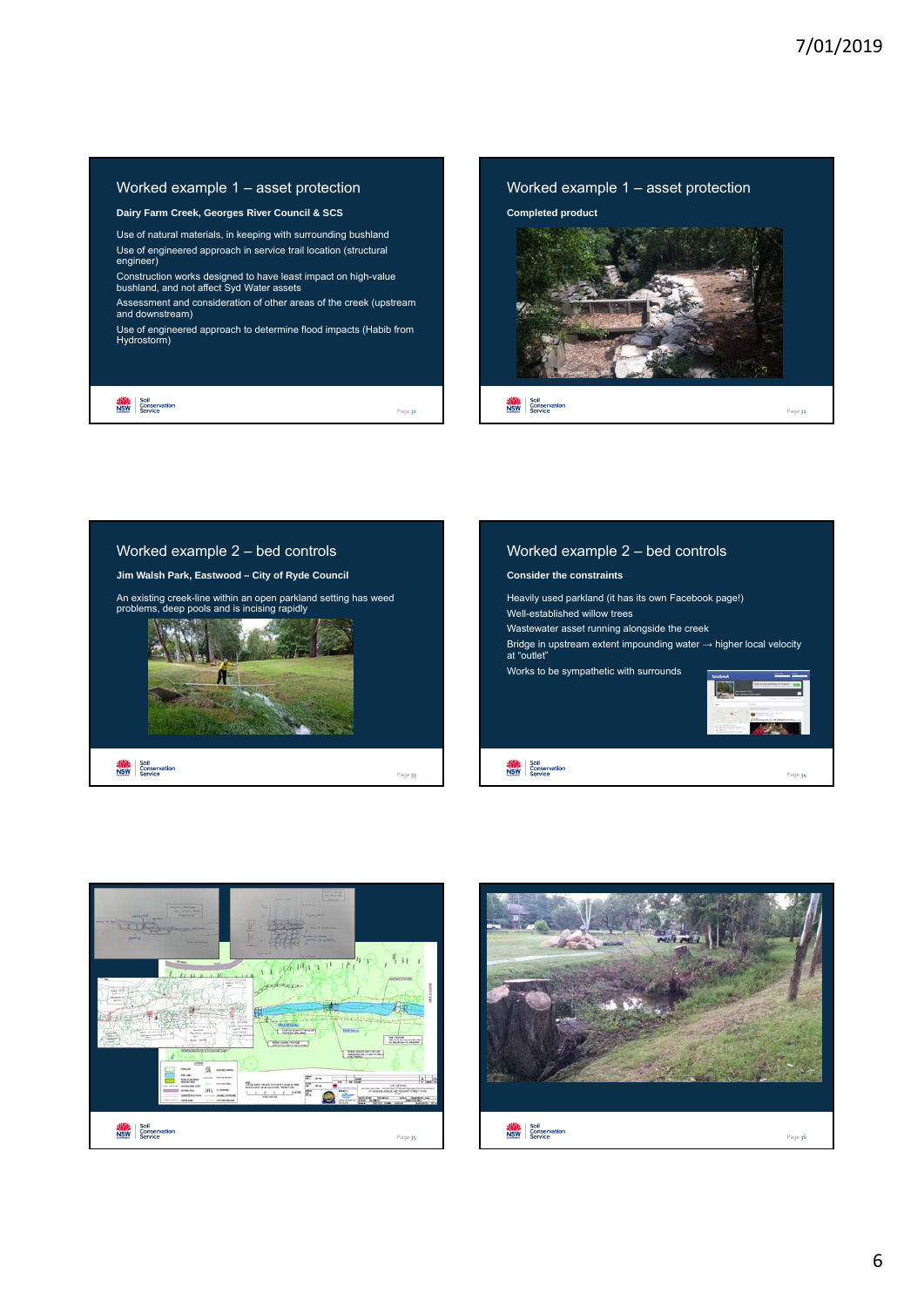## Worked example 1 – asset protection

**Dairy Farm Creek, Georges River Council & SCS**

Use of natural materials, in keeping with surrounding bushland

Use of engineered approach in service trail location (structural engineer)

Construction works designed to have least impact on high-value bushland, and not affect Syd Water assets

Assessment and consideration of other areas of the creek (upstream and downstream)

Use of engineered approach to determine flood impacts (Habib from Hydrostorm)

## Worked example 1 – asset protection

**Completed product**

## Worked example 2 – bed controls

**Jim Walsh Park, Eastwood – City of Ryde Council**

An existing creek-line within an open parkland setting has weed problems, deep pools and is incising rapidly

## Worked example 2 – bed controls

**Consider the constraints**

Heavily used parkland (it has its own Facebook page!)

Well-established willow trees

Wastewater asset running alongside the creek

Bridge in upstream extent impounding water → higher local velocity at "outlet"

Works to be sympathetic with surrounds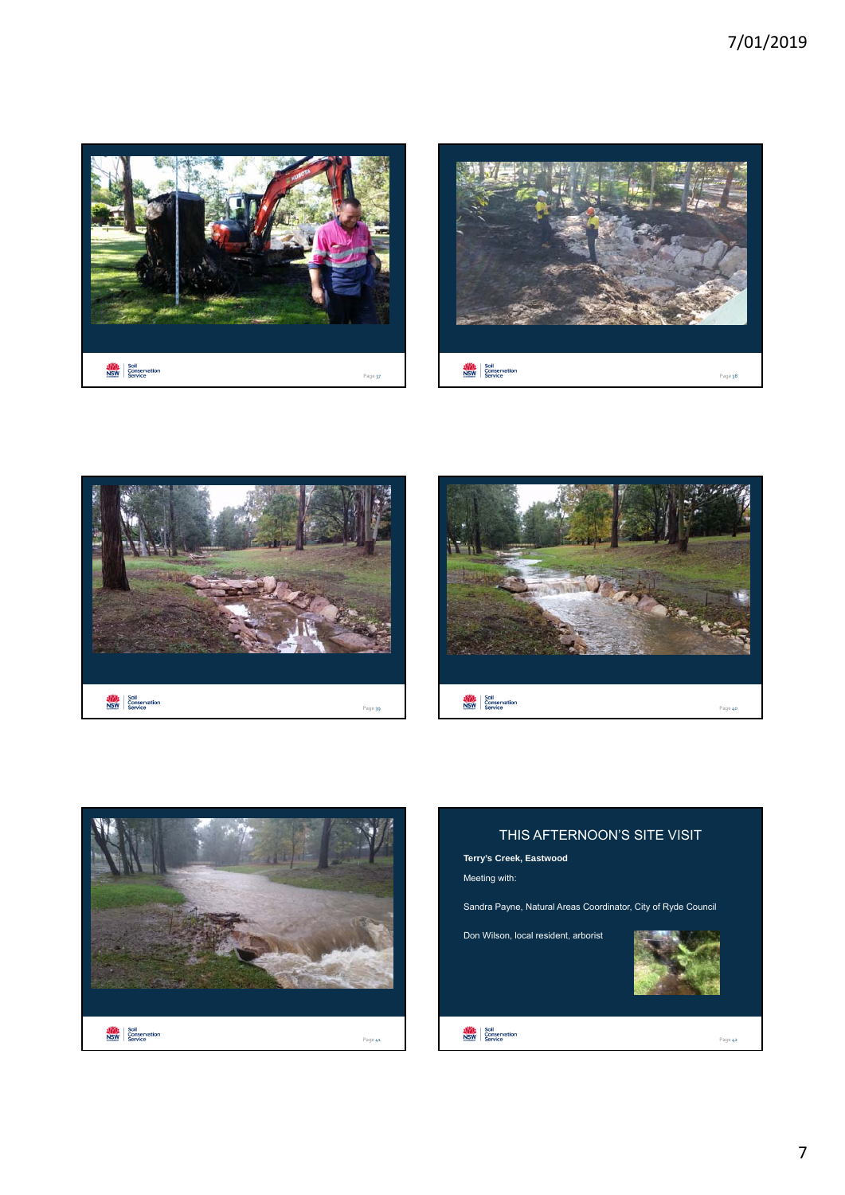## THIS AFTERNOON'S SITE VISIT

**Terry's Creek, Eastwood**

Meeting with:

Sandra Payne, Natural Areas Coordinator, City of Ryde Council

Don Wilson, local resident, arborist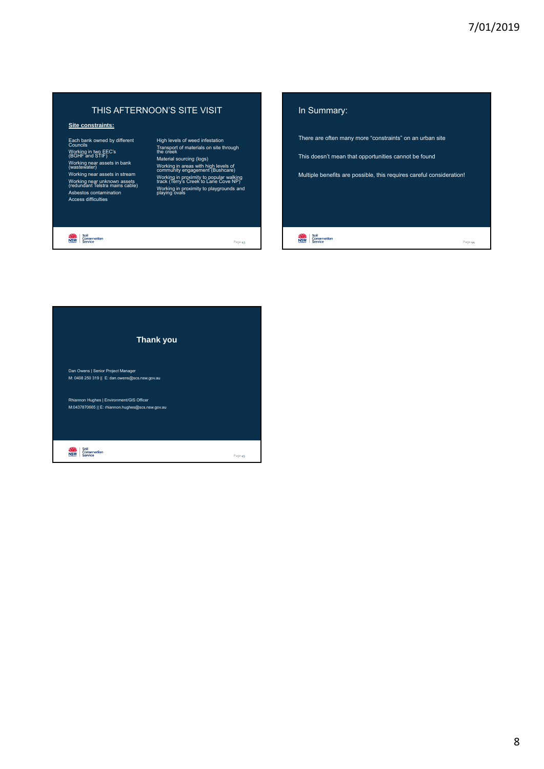## THIS AFTERNOON'S SITE VISIT

**Site constraints:**

- Each bank owned by different Councils
- Working in two EEC's (BGHF and STIF)
- Working near assets in bank (wastewater)
- Working near assets in stream
- Working near unknown assets (redundant Telstra mains cable)
- Asbestos contamination
- Access difficulties
- High levels of weed infestation
- Transport of materials on site through the creek
- Material sourcing (logs)
- Working in areas with high levels of community engagement (Bushcare)
- Working in proximity to popular walking track (Terry's Creek to Lane Cove NP)
- Working in proximity to playgrounds and playing ovals

NSW Soil Conservation Service

## In Summary:

There are often many more "constraints" on an urban site

This doesn't mean that opportunities cannot be found

Multiple benefits are possible, this requires careful consideration!

NSW Soil Conservation Service

## Thank you

Dan Owens | Senior Project Manager
M: 0408 250 319 || E: dan.owens@scs.nsw.gov.au

Rhiannon Hughes | Environment/GIS Officer
M:0437870665 || E: rhiannon.hughes@scs.nsw.gov.au

NSW Soil Conservation Service